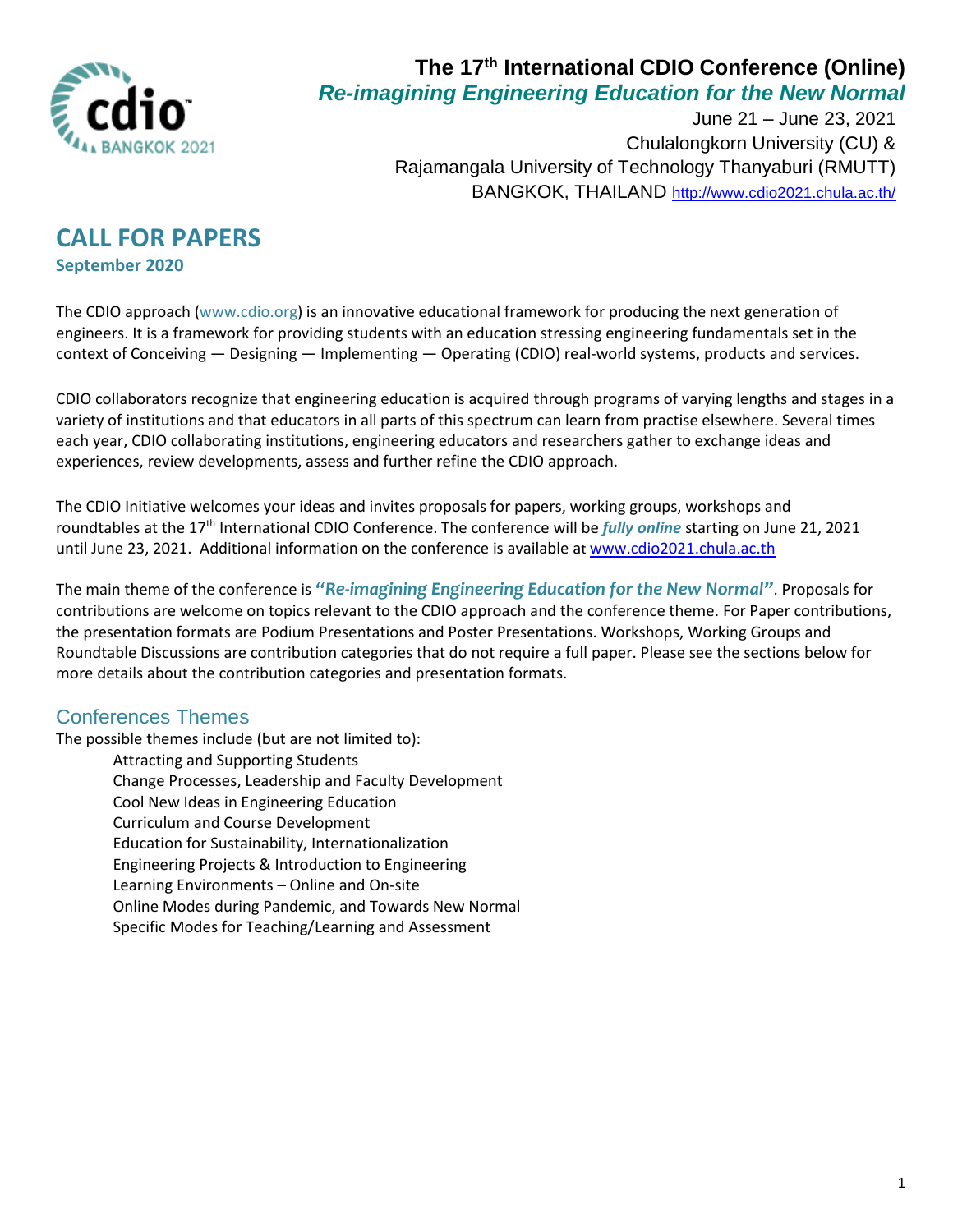# The 17th International CDIO Conference (Online)

***Re-imagining Engineering Education for the New Normal***

June 21 – June 23, 2021
Chulalongkorn University (CU) &
Rajamangala University of Technology Thanyaburi (RMUTT)
BANGKOK, THAILAND http://www.cdio2021.chula.ac.th/

## CALL FOR PAPERS

**September 2020**

The CDIO approach (www.cdio.org) is an innovative educational framework for producing the next generation of engineers. It is a framework for providing students with an education stressing engineering fundamentals set in the context of Conceiving — Designing — Implementing — Operating (CDIO) real-world systems, products and services.

CDIO collaborators recognize that engineering education is acquired through programs of varying lengths and stages in a variety of institutions and that educators in all parts of this spectrum can learn from practise elsewhere. Several times each year, CDIO collaborating institutions, engineering educators and researchers gather to exchange ideas and experiences, review developments, assess and further refine the CDIO approach.

The CDIO Initiative welcomes your ideas and invites proposals for papers, working groups, workshops and roundtables at the 17th International CDIO Conference. The conference will be ***fully online*** starting on June 21, 2021 until June 23, 2021. Additional information on the conference is available at www.cdio2021.chula.ac.th

The main theme of the conference is ***"Re-imagining Engineering Education for the New Normal"***. Proposals for contributions are welcome on topics relevant to the CDIO approach and the conference theme. For Paper contributions, the presentation formats are Podium Presentations and Poster Presentations. Workshops, Working Groups and Roundtable Discussions are contribution categories that do not require a full paper. Please see the sections below for more details about the contribution categories and presentation formats.

### Conferences Themes

The possible themes include (but are not limited to):

- Attracting and Supporting Students
- Change Processes, Leadership and Faculty Development
- Cool New Ideas in Engineering Education
- Curriculum and Course Development
- Education for Sustainability, Internationalization
- Engineering Projects & Introduction to Engineering
- Learning Environments – Online and On-site
- Online Modes during Pandemic, and Towards New Normal
- Specific Modes for Teaching/Learning and Assessment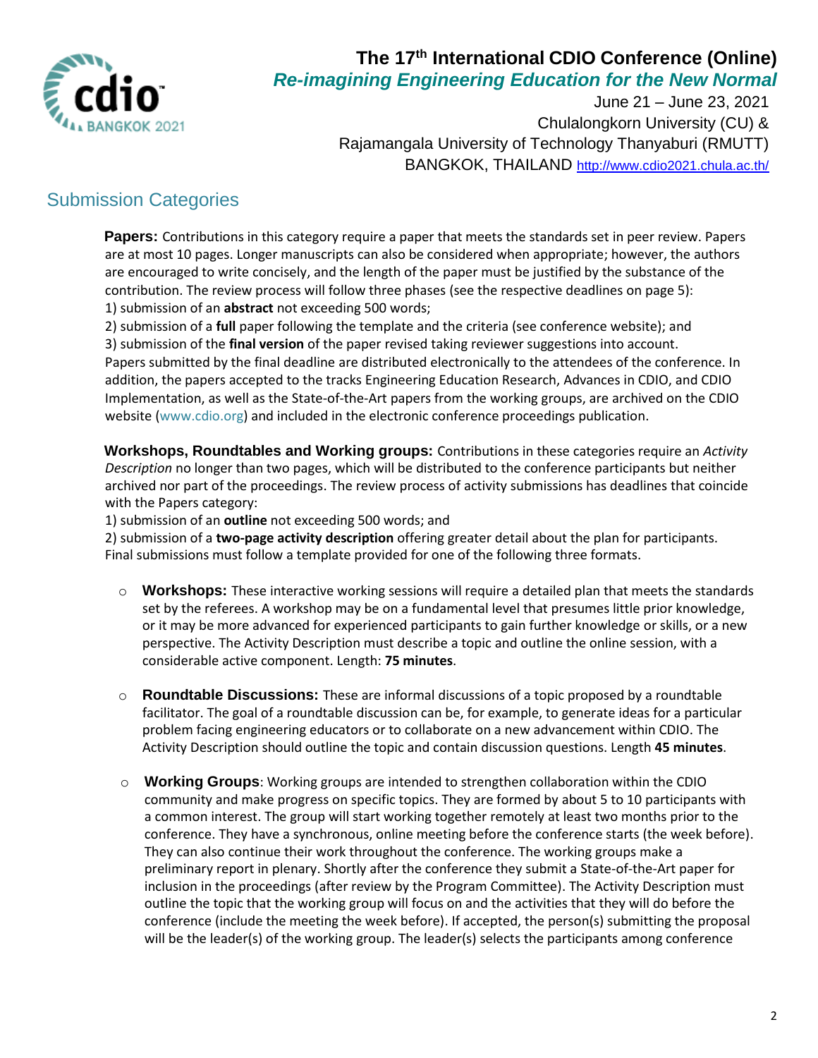## Submission Categories

**Papers:** Contributions in this category require a paper that meets the standards set in peer review. Papers are at most 10 pages. Longer manuscripts can also be considered when appropriate; however, the authors are encouraged to write concisely, and the length of the paper must be justified by the substance of the contribution. The review process will follow three phases (see the respective deadlines on page 5):
1) submission of an **abstract** not exceeding 500 words;
2) submission of a **full** paper following the template and the criteria (see conference website); and
3) submission of the **final version** of the paper revised taking reviewer suggestions into account.
Papers submitted by the final deadline are distributed electronically to the attendees of the conference. In addition, the papers accepted to the tracks Engineering Education Research, Advances in CDIO, and CDIO Implementation, as well as the State-of-the-Art papers from the working groups, are archived on the CDIO website (www.cdio.org) and included in the electronic conference proceedings publication.

**Workshops, Roundtables and Working groups:** Contributions in these categories require an *Activity Description* no longer than two pages, which will be distributed to the conference participants but neither archived nor part of the proceedings. The review process of activity submissions has deadlines that coincide with the Papers category:
1) submission of an **outline** not exceeding 500 words; and
2) submission of a **two-page activity description** offering greater detail about the plan for participants.
Final submissions must follow a template provided for one of the following three formats.

- **Workshops:** These interactive working sessions will require a detailed plan that meets the standards set by the referees. A workshop may be on a fundamental level that presumes little prior knowledge, or it may be more advanced for experienced participants to gain further knowledge or skills, or a new perspective. The Activity Description must describe a topic and outline the online session, with a considerable active component. Length: **75 minutes**.

- **Roundtable Discussions:** These are informal discussions of a topic proposed by a roundtable facilitator. The goal of a roundtable discussion can be, for example, to generate ideas for a particular problem facing engineering educators or to collaborate on a new advancement within CDIO. The Activity Description should outline the topic and contain discussion questions. Length **45 minutes**.

- **Working Groups**: Working groups are intended to strengthen collaboration within the CDIO community and make progress on specific topics. They are formed by about 5 to 10 participants with a common interest. The group will start working together remotely at least two months prior to the conference. They have a synchronous, online meeting before the conference starts (the week before). They can also continue their work throughout the conference. The working groups make a preliminary report in plenary. Shortly after the conference they submit a State-of-the-Art paper for inclusion in the proceedings (after review by the Program Committee). The Activity Description must outline the topic that the working group will focus on and the activities that they will do before the conference (include the meeting the week before). If accepted, the person(s) submitting the proposal will be the leader(s) of the working group. The leader(s) selects the participants among conference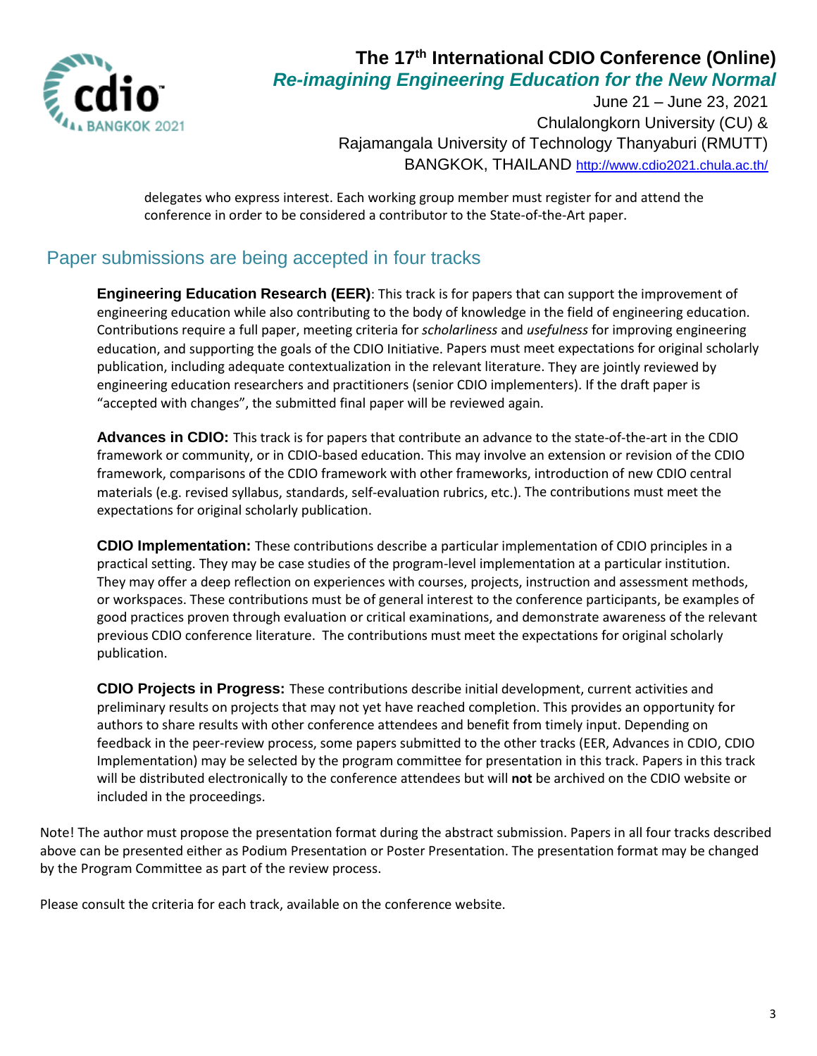delegates who express interest. Each working group member must register for and attend the conference in order to be considered a contributor to the State-of-the-Art paper.

## Paper submissions are being accepted in four tracks

**Engineering Education Research (EER)**: This track is for papers that can support the improvement of engineering education while also contributing to the body of knowledge in the field of engineering education. Contributions require a full paper, meeting criteria for *scholarliness* and *usefulness* for improving engineering education, and supporting the goals of the CDIO Initiative. Papers must meet expectations for original scholarly publication, including adequate contextualization in the relevant literature. They are jointly reviewed by engineering education researchers and practitioners (senior CDIO implementers). If the draft paper is "accepted with changes", the submitted final paper will be reviewed again.

**Advances in CDIO:** This track is for papers that contribute an advance to the state-of-the-art in the CDIO framework or community, or in CDIO-based education. This may involve an extension or revision of the CDIO framework, comparisons of the CDIO framework with other frameworks, introduction of new CDIO central materials (e.g. revised syllabus, standards, self-evaluation rubrics, etc.). The contributions must meet the expectations for original scholarly publication.

**CDIO Implementation:** These contributions describe a particular implementation of CDIO principles in a practical setting. They may be case studies of the program-level implementation at a particular institution. They may offer a deep reflection on experiences with courses, projects, instruction and assessment methods, or workspaces. These contributions must be of general interest to the conference participants, be examples of good practices proven through evaluation or critical examinations, and demonstrate awareness of the relevant previous CDIO conference literature. The contributions must meet the expectations for original scholarly publication.

**CDIO Projects in Progress:** These contributions describe initial development, current activities and preliminary results on projects that may not yet have reached completion. This provides an opportunity for authors to share results with other conference attendees and benefit from timely input. Depending on feedback in the peer-review process, some papers submitted to the other tracks (EER, Advances in CDIO, CDIO Implementation) may be selected by the program committee for presentation in this track. Papers in this track will be distributed electronically to the conference attendees but will **not** be archived on the CDIO website or included in the proceedings.

Note! The author must propose the presentation format during the abstract submission. Papers in all four tracks described above can be presented either as Podium Presentation or Poster Presentation. The presentation format may be changed by the Program Committee as part of the review process.

Please consult the criteria for each track, available on the conference website.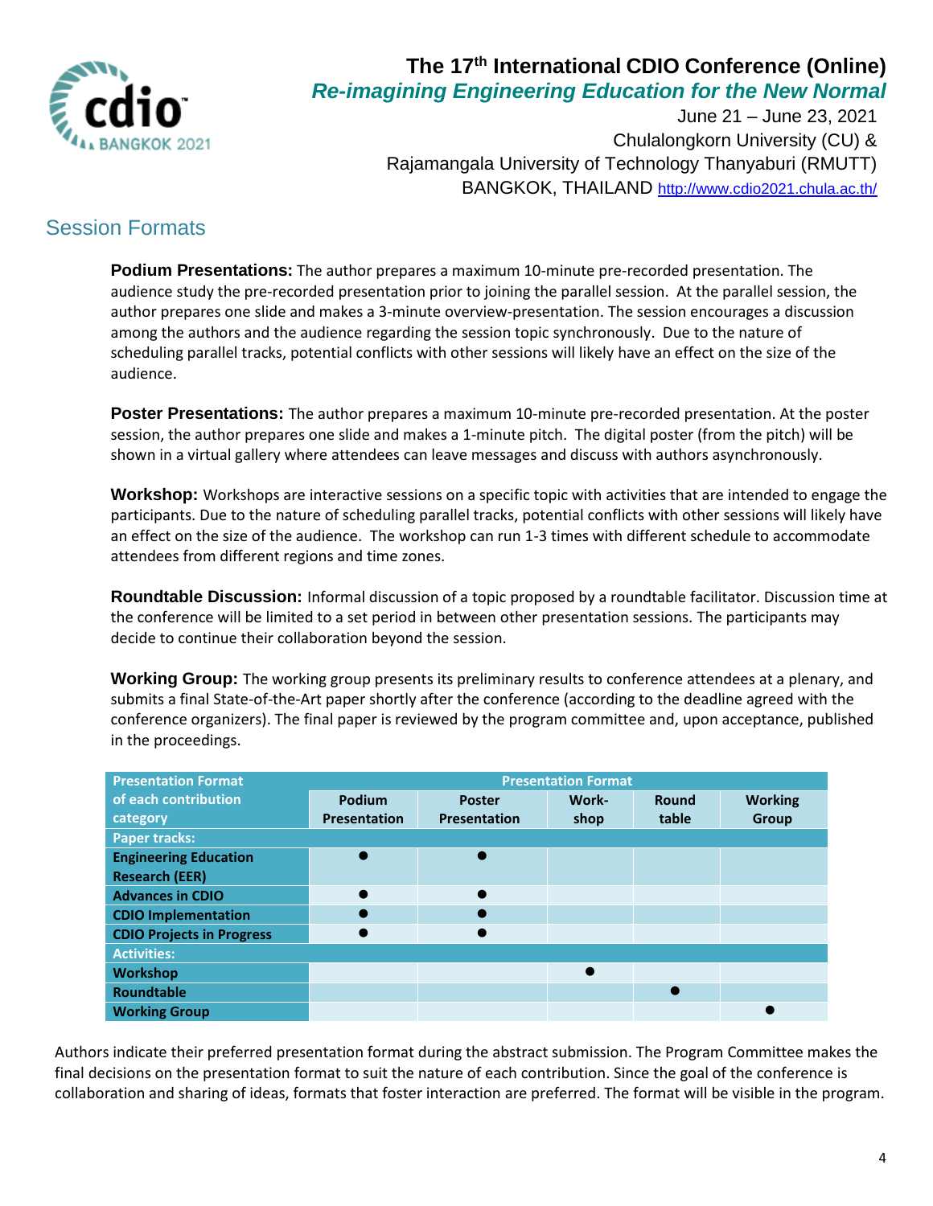# The 17th International CDIO Conference (Online)

## *Re-imagining Engineering Education for the New Normal*

June 21 – June 23, 2021
Chulalongkorn University (CU) &
Rajamangala University of Technology Thanyaburi (RMUTT)
BANGKOK, THAILAND http://www.cdio2021.chula.ac.th/

## Session Formats

**Podium Presentations:** The author prepares a maximum 10-minute pre-recorded presentation. The audience study the pre-recorded presentation prior to joining the parallel session. At the parallel session, the author prepares one slide and makes a 3-minute overview-presentation. The session encourages a discussion among the authors and the audience regarding the session topic synchronously. Due to the nature of scheduling parallel tracks, potential conflicts with other sessions will likely have an effect on the size of the audience.

**Poster Presentations:** The author prepares a maximum 10-minute pre-recorded presentation. At the poster session, the author prepares one slide and makes a 1-minute pitch. The digital poster (from the pitch) will be shown in a virtual gallery where attendees can leave messages and discuss with authors asynchronously.

**Workshop:** Workshops are interactive sessions on a specific topic with activities that are intended to engage the participants. Due to the nature of scheduling parallel tracks, potential conflicts with other sessions will likely have an effect on the size of the audience. The workshop can run 1-3 times with different schedule to accommodate attendees from different regions and time zones.

**Roundtable Discussion:** Informal discussion of a topic proposed by a roundtable facilitator. Discussion time at the conference will be limited to a set period in between other presentation sessions. The participants may decide to continue their collaboration beyond the session.

**Working Group:** The working group presents its preliminary results to conference attendees at a plenary, and submits a final State-of-the-Art paper shortly after the conference (according to the deadline agreed with the conference organizers). The final paper is reviewed by the program committee and, upon acceptance, published in the proceedings.

| Presentation Format of each contribution category | Presentation Format | | | | |
|---|---|---|---|---|---|
| | Podium Presentation | Poster Presentation | Work-shop | Round table | Working Group |
| **Paper tracks:** | | | | | |
| Engineering Education Research (EER) | ● | ● | | | |
| Advances in CDIO | ● | ● | | | |
| CDIO Implementation | ● | ● | | | |
| CDIO Projects in Progress | ● | ● | | | |
| **Activities:** | | | | | |
| Workshop | | | ● | | |
| Roundtable | | | | ● | |
| Working Group | | | | | ● |

Authors indicate their preferred presentation format during the abstract submission. The Program Committee makes the final decisions on the presentation format to suit the nature of each contribution. Since the goal of the conference is collaboration and sharing of ideas, formats that foster interaction are preferred. The format will be visible in the program.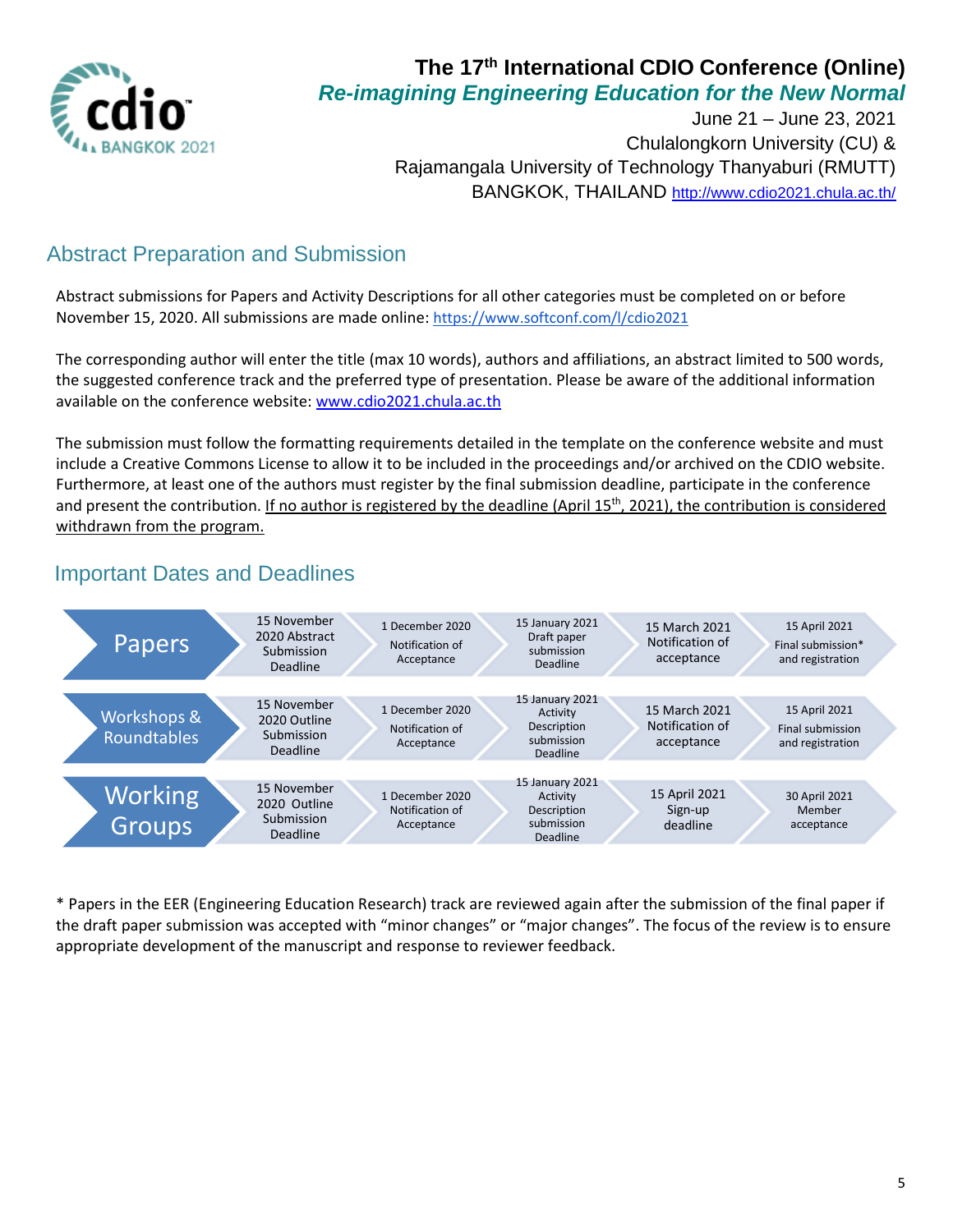# The 17th International CDIO Conference (Online)

*Re-imagining Engineering Education for the New Normal*

June 21 – June 23, 2021
Chulalongkorn University (CU) &
Rajamangala University of Technology Thanyaburi (RMUTT)
BANGKOK, THAILAND http://www.cdio2021.chula.ac.th/

## Abstract Preparation and Submission

Abstract submissions for Papers and Activity Descriptions for all other categories must be completed on or before November 15, 2020. All submissions are made online: https://www.softconf.com/l/cdio2021

The corresponding author will enter the title (max 10 words), authors and affiliations, an abstract limited to 500 words, the suggested conference track and the preferred type of presentation. Please be aware of the additional information available on the conference website: www.cdio2021.chula.ac.th

The submission must follow the formatting requirements detailed in the template on the conference website and must include a Creative Commons License to allow it to be included in the proceedings and/or archived on the CDIO website. Furthermore, at least one of the authors must register by the final submission deadline, participate in the conference and present the contribution. If no author is registered by the deadline (April 15th, 2021), the contribution is considered withdrawn from the program.

## Important Dates and Deadlines

| Category | Step 1 | Step 2 | Step 3 | Step 4 | Step 5 |
|---|---|---|---|---|---|
| Papers | 15 November 2020 Abstract Submission Deadline | 1 December 2020 Notification of Acceptance | 15 January 2021 Draft paper submission Deadline | 15 March 2021 Notification of acceptance | 15 April 2021 Final submission* and registration |
| Workshops & Roundtables | 15 November 2020 Outline Submission Deadline | 1 December 2020 Notification of Acceptance | 15 January 2021 Activity Description submission Deadline | 15 March 2021 Notification of acceptance | 15 April 2021 Final submission and registration |
| Working Groups | 15 November 2020 Outline Submission Deadline | 1 December 2020 Notification of Acceptance | 15 January 2021 Activity Description submission Deadline | 15 April 2021 Sign-up deadline | 30 April 2021 Member acceptance |

* Papers in the EER (Engineering Education Research) track are reviewed again after the submission of the final paper if the draft paper submission was accepted with "minor changes" or "major changes". The focus of the review is to ensure appropriate development of the manuscript and response to reviewer feedback.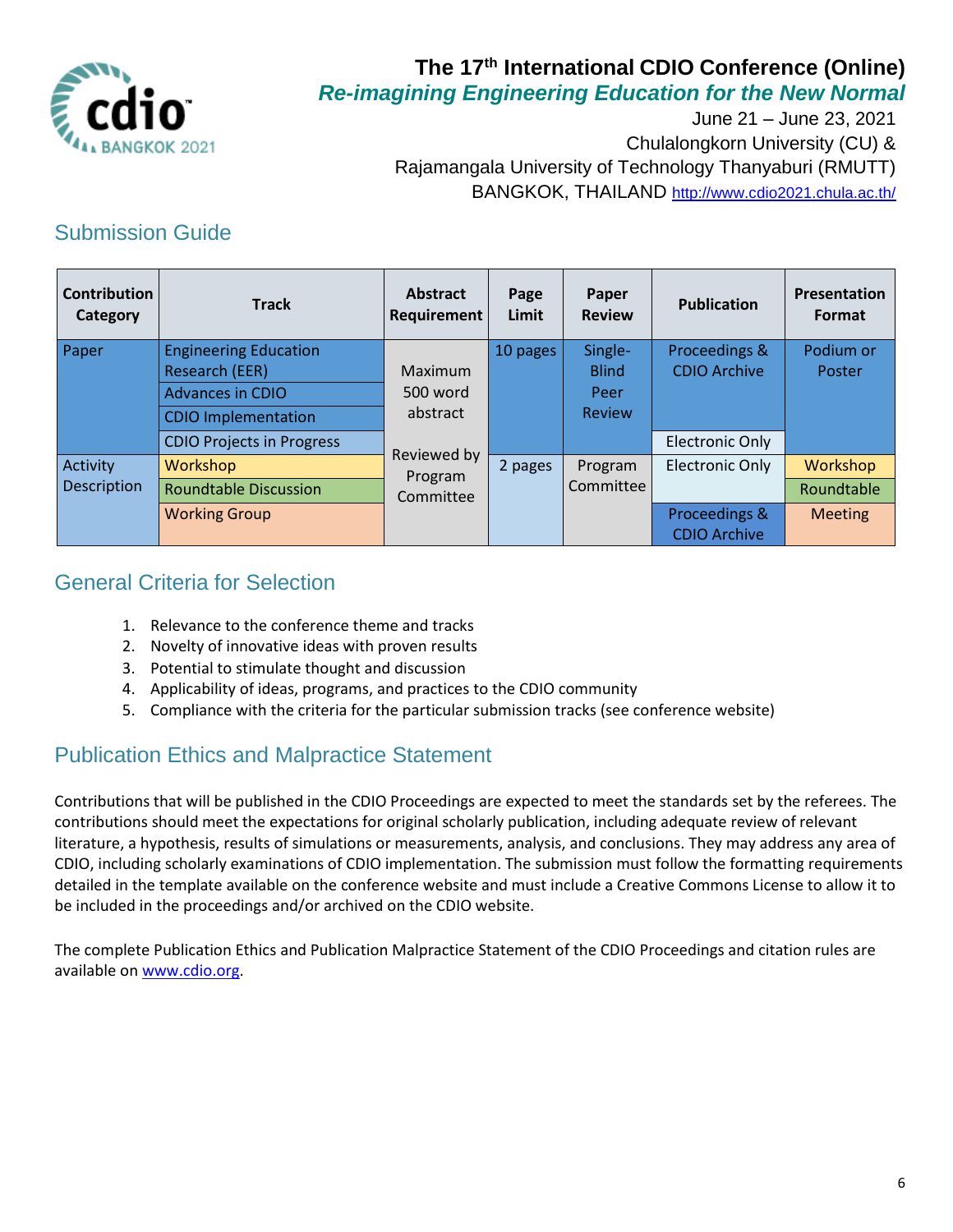The 17th International CDIO Conference (Online)

*Re-imagining Engineering Education for the New Normal*

June 21 – June 23, 2021
Chulalongkorn University (CU) &
Rajamangala University of Technology Thanyaburi (RMUTT)
BANGKOK, THAILAND http://www.cdio2021.chula.ac.th/

## Submission Guide

| Contribution Category | Track | Abstract Requirement | Page Limit | Paper Review | Publication | Presentation Format |
|---|---|---|---|---|---|---|
| Paper | Engineering Education Research (EER) | Maximum 500 word abstract | 10 pages | Single-Blind Peer Review | Proceedings & CDIO Archive | Podium or Poster |
| | Advances in CDIO | | | | | |
| | CDIO Implementation | | | | | |
| | CDIO Projects in Progress | | | | Electronic Only | |
| Activity Description | Workshop | Reviewed by Program Committee | 2 pages | Program Committee | Electronic Only | Workshop |
| | Roundtable Discussion | | | | | Roundtable |
| | Working Group | | | | Proceedings & CDIO Archive | Meeting |

## General Criteria for Selection

1. Relevance to the conference theme and tracks
2. Novelty of innovative ideas with proven results
3. Potential to stimulate thought and discussion
4. Applicability of ideas, programs, and practices to the CDIO community
5. Compliance with the criteria for the particular submission tracks (see conference website)

## Publication Ethics and Malpractice Statement

Contributions that will be published in the CDIO Proceedings are expected to meet the standards set by the referees. The contributions should meet the expectations for original scholarly publication, including adequate review of relevant literature, a hypothesis, results of simulations or measurements, analysis, and conclusions. They may address any area of CDIO, including scholarly examinations of CDIO implementation. The submission must follow the formatting requirements detailed in the template available on the conference website and must include a Creative Commons License to allow it to be included in the proceedings and/or archived on the CDIO website.

The complete Publication Ethics and Publication Malpractice Statement of the CDIO Proceedings and citation rules are available on www.cdio.org.